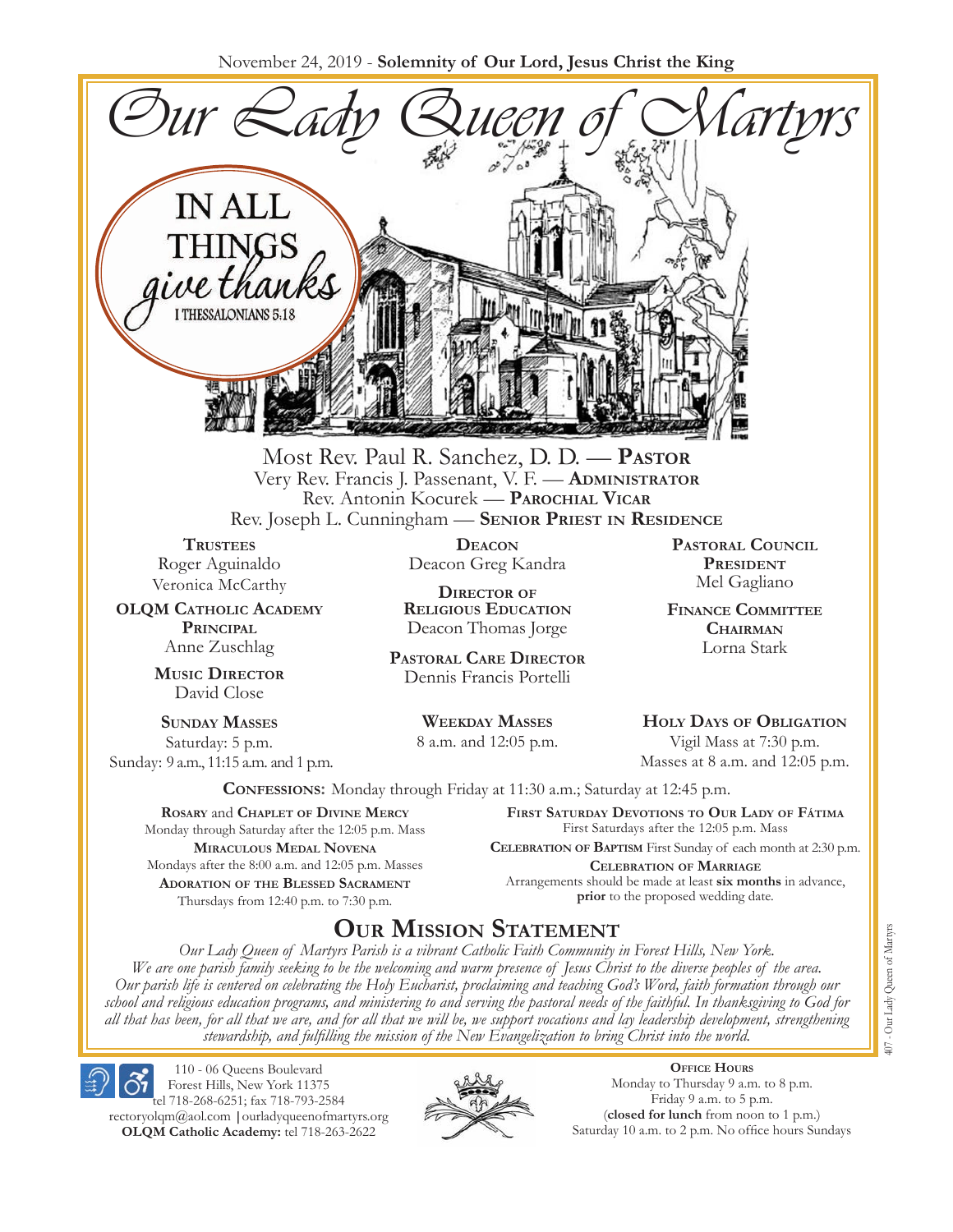November 24, 2019 - **Solemnity of Our Lord, Jesus Christ the King**

# *Our Lady Queen of Martyrs*

IN ALL THINGS *give thanks*
I THESSALONIANS 5:18

Most Rev. Paul R. Sanchez, D. D. — **Pastor**
Very Rev. Francis J. Passenant, V. F. — **Administrator**
Rev. Antonin Kocurek — **Parochial Vicar**
Rev. Joseph L. Cunningham — **Senior Priest in Residence**

**Trustees**
Roger Aguinaldo
Veronica McCarthy

**OLQM Catholic Academy Principal**
Anne Zuschlag

**Music Director**
David Close

**Deacon**
Deacon Greg Kandra

**Director of Religious Education**
Deacon Thomas Jorge

**Pastoral Care Director**
Dennis Francis Portelli

**Pastoral Council President**
Mel Gagliano

**Finance Committee Chairman**
Lorna Stark

**Sunday Masses**
Saturday: 5 p.m.
Sunday: 9 a.m., 11:15 a.m. and 1 p.m.

**Weekday Masses**
8 a.m. and 12:05 p.m.

**Holy Days of Obligation**
Vigil Mass at 7:30 p.m.
Masses at 8 a.m. and 12:05 p.m.

**Confessions:** Monday through Friday at 11:30 a.m.; Saturday at 12:45 p.m.

**Rosary** and **Chaplet of Divine Mercy**
Monday through Saturday after the 12:05 p.m. Mass

**Miraculous Medal Novena**
Mondays after the 8:00 a.m. and 12:05 p.m. Masses

**Adoration of the Blessed Sacrament**
Thursdays from 12:40 p.m. to 7:30 p.m.

**First Saturday Devotions to Our Lady of Fátima**
First Saturdays after the 12:05 p.m. Mass

**Celebration of Baptism** First Sunday of each month at 2:30 p.m.

**Celebration of Marriage**
Arrangements should be made at least **six months** in advance, **prior** to the proposed wedding date.

## Our Mission Statement

*Our Lady Queen of Martyrs Parish is a vibrant Catholic Faith Community in Forest Hills, New York. We are one parish family seeking to be the welcoming and warm presence of Jesus Christ to the diverse peoples of the area. Our parish life is centered on celebrating the Holy Eucharist, proclaiming and teaching God's Word, faith formation through our school and religious education programs, and ministering to and serving the pastoral needs of the faithful. In thanksgiving to God for all that has been, for all that we are, and for all that we will be, we support vocations and lay leadership development, strengthening stewardship, and fulfilling the mission of the New Evangelization to bring Christ into the world.*

110 - 06 Queens Boulevard
Forest Hills, New York 11375
tel 718-268-6251; fax 718-793-2584
rectoryolqm@aol.com | ourladyqueenofmartyrs.org
**OLQM Catholic Academy:** tel 718-263-2622

**Office Hours**
Monday to Thursday 9 a.m. to 8 p.m.
Friday 9 a.m. to 5 p.m.
(**closed for lunch** from noon to 1 p.m.)
Saturday 10 a.m. to 2 p.m. No office hours Sundays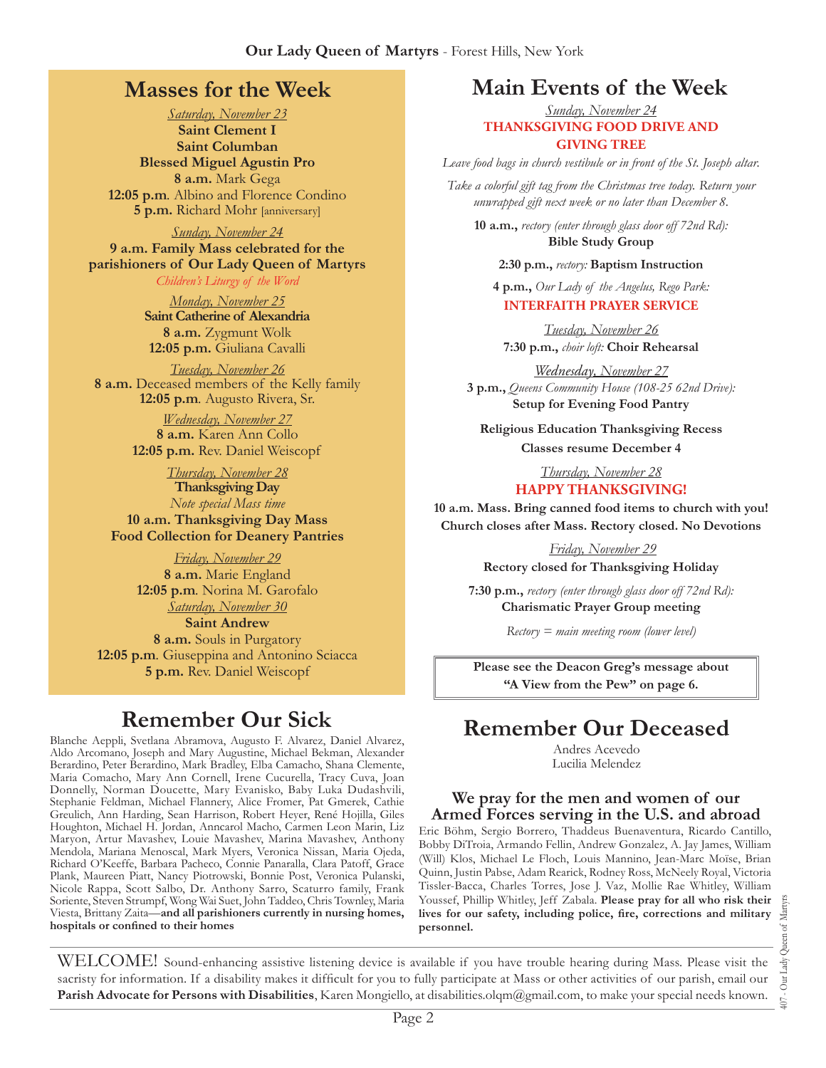## Masses for the Week

*Saturday, November 23*
**Saint Clement I**
**Saint Columban**
**Blessed Miguel Agustin Pro**
**8 a.m.** Mark Gega
**12:05 p.m**. Albino and Florence Condino
**5 p.m.** Richard Mohr [anniversary]

*Sunday, November 24*
**9 a.m. Family Mass celebrated for the parishioners of Our Lady Queen of Martyrs**
*Children's Liturgy of the Word*

*Monday, November 25*
**Saint Catherine of Alexandria**
**8 a.m.** Zygmunt Wolk
**12:05 p.m.** Giuliana Cavalli

*Tuesday, November 26*
**8 a.m.** Deceased members of the Kelly family
**12:05 p.m**. Augusto Rivera, Sr.

*Wednesday, November 27*
**8 a.m.** Karen Ann Collo
**12:05 p.m.** Rev. Daniel Weiscopf

*Thursday, November 28*
**Thanksgiving Day**
*Note special Mass time*
**10 a.m. Thanksgiving Day Mass**
**Food Collection for Deanery Pantries**

*Friday, November 29*
**8 a.m.** Marie England
**12:05 p.m**. Norina M. Garofalo

*Saturday, November 30*
**Saint Andrew**
**8 a.m.** Souls in Purgatory
**12:05 p.m**. Giuseppina and Antonino Sciacca
**5 p.m.** Rev. Daniel Weiscopf

## Main Events of the Week

*Sunday, November 24*
**THANKSGIVING FOOD DRIVE AND GIVING TREE**

*Leave food bags in church vestibule or in front of the St. Joseph altar.*

*Take a colorful gift tag from the Christmas tree today. Return your unwrapped gift next week or no later than December 8.*

**10 a.m.,** *rectory (enter through glass door off 72nd Rd):* **Bible Study Group**

**2:30 p.m.,** *rectory:* **Baptism Instruction**

**4 p.m.,** *Our Lady of the Angelus, Rego Park:* **INTERFAITH PRAYER SERVICE**

*Tuesday, November 26*
**7:30 p.m.,** *choir loft:* **Choir Rehearsal**

*Wednesday, November 27*
**3 p.m.,** *Queens Community House (108-25 62nd Drive):* **Setup for Evening Food Pantry**

**Religious Education Thanksgiving Recess**
**Classes resume December 4**

*Thursday, November 28*
**HAPPY THANKSGIVING!**

**10 a.m. Mass. Bring canned food items to church with you! Church closes after Mass. Rectory closed. No Devotions**

*Friday, November 29*
**Rectory closed for Thanksgiving Holiday**

**7:30 p.m.,** *rectory (enter through glass door off 72nd Rd):* **Charismatic Prayer Group meeting**

*Rectory = main meeting room (lower level)*

**Please see the Deacon Greg's message about "A View from the Pew" on page 6.**

## Remember Our Sick

Blanche Aeppli, Svetlana Abramova, Augusto F. Alvarez, Daniel Alvarez, Aldo Arcomano, Joseph and Mary Augustine, Michael Bekman, Alexander Berardino, Peter Berardino, Mark Bradley, Elba Camacho, Shana Clemente, Maria Comacho, Mary Ann Cornell, Irene Cucurella, Tracy Cuva, Joan Donnelly, Norman Doucette, Mary Evanisko, Baby Luka Dudashvili, Stephanie Feldman, Michael Flannery, Alice Fromer, Pat Gmerek, Cathie Greulich, Ann Harding, Sean Harrison, Robert Heyer, René Hojilla, Giles Houghton, Michael H. Jordan, Anncarol Macho, Carmen Leon Marin, Liz Maryon, Artur Mavashev, Louie Mavashev, Marina Mavashev, Anthony Mendola, Mariana Menoscal, Mark Myers, Veronica Nissan, Maria Ojeda, Richard O'Keeffe, Barbara Pacheco, Connie Panaralla, Clara Patoff, Grace Plank, Maureen Piatt, Nancy Piotrowski, Bonnie Post, Veronica Pulanski, Nicole Rappa, Scott Salbo, Dr. Anthony Sarro, Scaturro family, Frank Soriente, Steven Strumpf, Wong Wai Suet, John Taddeo, Chris Townley, Maria Viesta, Brittany Zaita—**and all parishioners currently in nursing homes, hospitals or confined to their homes**

## Remember Our Deceased

Andres Acevedo
Lucilia Melendez

### We pray for the men and women of our Armed Forces serving in the U.S. and abroad

Eric Böhm, Sergio Borrero, Thaddeus Buenaventura, Ricardo Cantillo, Bobby DiTroia, Armando Fellin, Andrew Gonzalez, A. Jay James, William (Will) Klos, Michael Le Floch, Louis Mannino, Jean-Marc Moïse, Brian Quinn, Justin Pabse, Adam Rearick, Rodney Ross, McNeely Royal, Victoria Tissler-Bacca, Charles Torres, Jose J. Vaz, Mollie Rae Whitley, William Youssef, Phillip Whitley, Jeff Zabala. **Please pray for all who risk their lives for our safety, including police, fire, corrections and military personnel.**

WELCOME! Sound-enhancing assistive listening device is available if you have trouble hearing during Mass. Please visit the sacristy for information. If a disability makes it difficult for you to fully participate at Mass or other activities of our parish, email our **Parish Advocate for Persons with Disabilities**, Karen Mongiello, at disabilities.olqm@gmail.com, to make your special needs known.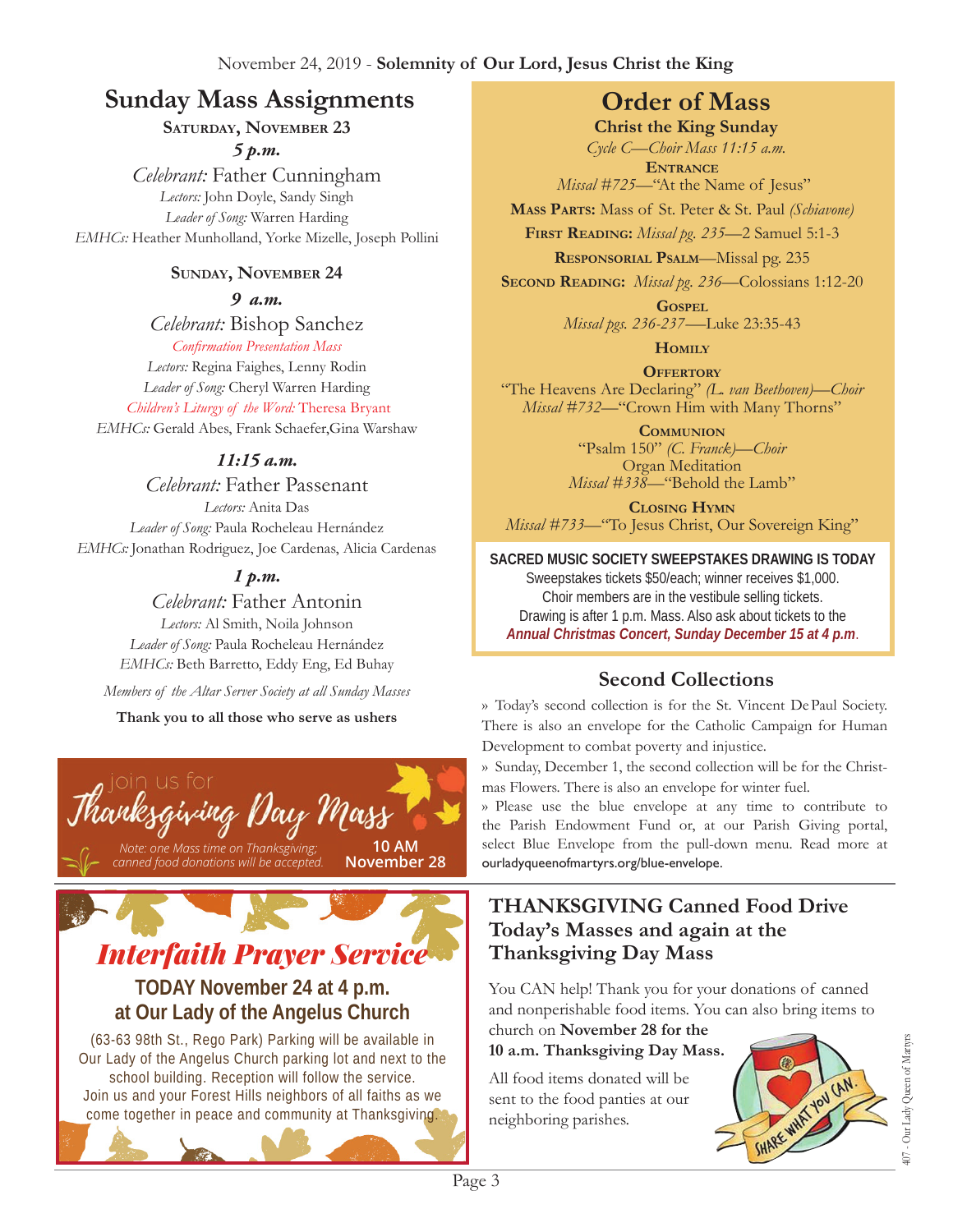November 24, 2019 - **Solemnity of Our Lord, Jesus Christ the King**

## Sunday Mass Assignments

**Saturday, November 23**

***5 p.m.***

*Celebrant:* Father Cunningham
*Lectors:* John Doyle, Sandy Singh
*Leader of Song:* Warren Harding
*EMHCs:* Heather Munholland, Yorke Mizelle, Joseph Pollini

**Sunday, November 24**

***9 a.m.***

*Celebrant:* Bishop Sanchez
*Confirmation Presentation Mass*
*Lectors:* Regina Faighes, Lenny Rodin
*Leader of Song:* Cheryl Warren Harding
*Children's Liturgy of the Word:* Theresa Bryant
*EMHCs:* Gerald Abes, Frank Schaefer,Gina Warshaw

***11:15 a.m.***

*Celebrant:* Father Passenant
*Lectors:* Anita Das
*Leader of Song:* Paula Rocheleau Hernández
*EMHCs:* Jonathan Rodriguez, Joe Cardenas, Alicia Cardenas

***1 p.m.***

*Celebrant:* Father Antonin
*Lectors:* Al Smith, Noila Johnson
*Leader of Song:* Paula Rocheleau Hernández
*EMHCs:* Beth Barretto, Eddy Eng, Ed Buhay

*Members of the Altar Server Society at all Sunday Masses*

**Thank you to all those who serve as ushers**

join us for
**Thanksgiving Day Mass**
*Note: one Mass time on Thanksgiving; canned food donations will be accepted.*
**10 AM November 28**

## *Interfaith Prayer Service*

**TODAY November 24 at 4 p.m. at Our Lady of the Angelus Church**

(63-63 98th St., Rego Park) Parking will be available in Our Lady of the Angelus Church parking lot and next to the school building. Reception will follow the service. Join us and your Forest Hills neighbors of all faiths as we come together in peace and community at Thanksgiving.

## Order of Mass

**Christ the King Sunday**

*Cycle C—Choir Mass 11:15 a.m.*

**Entrance**
*Missal #725*—"At the Name of Jesus"

**Mass Parts:** Mass of St. Peter & St. Paul *(Schiavone)*

**First Reading:** *Missal pg. 235*—2 Samuel 5:1-3

**Responsorial Psalm**—Missal pg. 235

**Second Reading:** *Missal pg. 236*—Colossians 1:12-20

**Gospel**
*Missal pgs. 236-237*—Luke 23:35-43

**Homily**

**Offertory**
"The Heavens Are Declaring" *(L. van Beethoven)—Choir*
*Missal #732*—"Crown Him with Many Thorns"

**Communion**
"Psalm 150" *(C. Franck)—Choir*
Organ Meditation
*Missal #338*—"Behold the Lamb"

**Closing Hymn**
*Missal #733*—"To Jesus Christ, Our Sovereign King"

**SACRED MUSIC SOCIETY SWEEPSTAKES DRAWING IS TODAY**
Sweepstakes tickets $50/each; winner receives $1,000. Choir members are in the vestibule selling tickets. Drawing is after 1 p.m. Mass. Also ask about tickets to the ***Annual Christmas Concert, Sunday December 15 at 4 p.m***.

## Second Collections

» Today's second collection is for the St. Vincent DePaul Society. There is also an envelope for the Catholic Campaign for Human Development to combat poverty and injustice.

» Sunday, December 1, the second collection will be for the Christmas Flowers. There is also an envelope for winter fuel.

» Please use the blue envelope at any time to contribute to the Parish Endowment Fund or, at our Parish Giving portal, select Blue Envelope from the pull-down menu. Read more at ourladyqueenofmartyrs.org/blue-envelope.

## THANKSGIVING Canned Food Drive Today's Masses and again at the Thanksgiving Day Mass

You CAN help! Thank you for your donations of canned and nonperishable food items. You can also bring items to church on **November 28 for the 10 a.m. Thanksgiving Day Mass.**

All food items donated will be sent to the food panties at our neighboring parishes.

SHARE WHAT YOU CAN.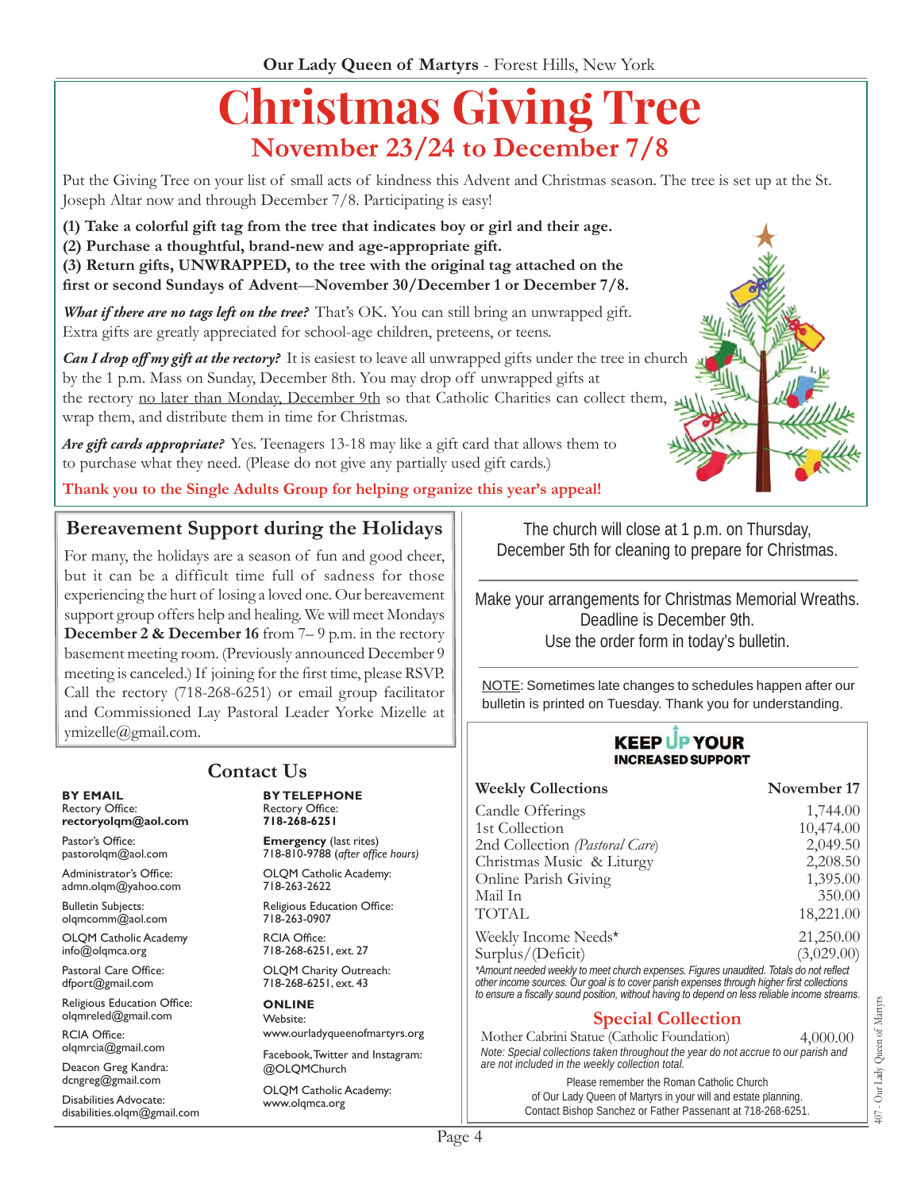# Christmas Giving Tree

## November 23/24 to December 7/8

Put the Giving Tree on your list of small acts of kindness this Advent and Christmas season. The tree is set up at the St. Joseph Altar now and through December 7/8. Participating is easy!

**(1) Take a colorful gift tag from the tree that indicates boy or girl and their age.**
**(2) Purchase a thoughtful, brand-new and age-appropriate gift.**
**(3) Return gifts, UNWRAPPED, to the tree with the original tag attached on the first or second Sundays of Advent—November 30/December 1 or December 7/8.**

***What if there are no tags left on the tree?*** That's OK. You can still bring an unwrapped gift. Extra gifts are greatly appreciated for school-age children, preteens, or teens.

***Can I drop off my gift at the rectory?*** It is easiest to leave all unwrapped gifts under the tree in church by the 1 p.m. Mass on Sunday, December 8th. You may drop off unwrapped gifts at the rectory no later than Monday, December 9th so that Catholic Charities can collect them, wrap them, and distribute them in time for Christmas.

***Are gift cards appropriate?*** Yes. Teenagers 13-18 may like a gift card that allows them to to purchase what they need. (Please do not give any partially used gift cards.)

**Thank you to the Single Adults Group for helping organize this year's appeal!**

## Bereavement Support during the Holidays

For many, the holidays are a season of fun and good cheer, but it can be a difficult time full of sadness for those experiencing the hurt of losing a loved one. Our bereavement support group offers help and healing. We will meet Mondays **December 2 & December 16** from 7– 9 p.m. in the rectory basement meeting room. (Previously announced December 9 meeting is canceled.) If joining for the first time, please RSVP. Call the rectory (718-268-6251) or email group facilitator and Commissioned Lay Pastoral Leader Yorke Mizelle at ymizelle@gmail.com.

The church will close at 1 p.m. on Thursday, December 5th for cleaning to prepare for Christmas.

Make your arrangements for Christmas Memorial Wreaths. Deadline is December 9th. Use the order form in today's bulletin.

NOTE: Sometimes late changes to schedules happen after our bulletin is printed on Tuesday. Thank you for understanding.

## Contact Us

**BY EMAIL**

Rectory Office: **rectoryolqm@aol.com**

Pastor's Office: pastorolqm@aol.com

Administrator's Office: admn.olqm@yahoo.com

Bulletin Subjects: olqmcomm@aol.com

OLQM Catholic Academy: info@olqmca.org

Pastoral Care Office: dfport@gmail.com

Religious Education Office: olqmreled@gmail.com

RCIA Office: olqmrcia@gmail.com

Deacon Greg Kandra: dcngreg@gmail.com

Disabilities Advocate: disabilities.olqm@gmail.com

**BY TELEPHONE**

Rectory Office: **718-268-6251**

**Emergency** (last rites) 718-810-9788 (*after office hours*)

OLQM Catholic Academy: 718-263-2622

Religious Education Office: 718-263-0907

RCIA Office: 718-268-6251, ext. 27

OLQM Charity Outreach: 718-268-6251, ext. 43

**ONLINE**

Website: www.ourladyqueenofmartyrs.org

Facebook, Twitter and Instagram: @OLQMChurch

OLQM Catholic Academy: www.olqmca.org

**KEEP UP YOUR INCREASED SUPPORT**

| Weekly Collections | November 17 |
|---|---|
| Candle Offerings | 1,744.00 |
| 1st Collection | 10,474.00 |
| 2nd Collection (*Pastoral Care*) | 2,049.50 |
| Christmas Music & Liturgy | 2,208.50 |
| Online Parish Giving | 1,395.00 |
| Mail In | 350.00 |
| TOTAL | 18,221.00 |
| Weekly Income Needs* | 21,250.00 |
| Surplus/(Deficit) | (3,029.00) |

*\*Amount needed weekly to meet church expenses. Figures unaudited. Totals do not reflect other income sources. Our goal is to cover parish expenses through higher first collections to ensure a fiscally sound position, without having to depend on less reliable income streams.*

### Special Collection

| | |
|---|---|
| Mother Cabrini Statue (Catholic Foundation) | 4,000.00 |

*Note: Special collections taken throughout the year do not accrue to our parish and are not included in the weekly collection total.*

Please remember the Roman Catholic Church of Our Lady Queen of Martyrs in your will and estate planning. Contact Bishop Sanchez or Father Passenant at 718-268-6251.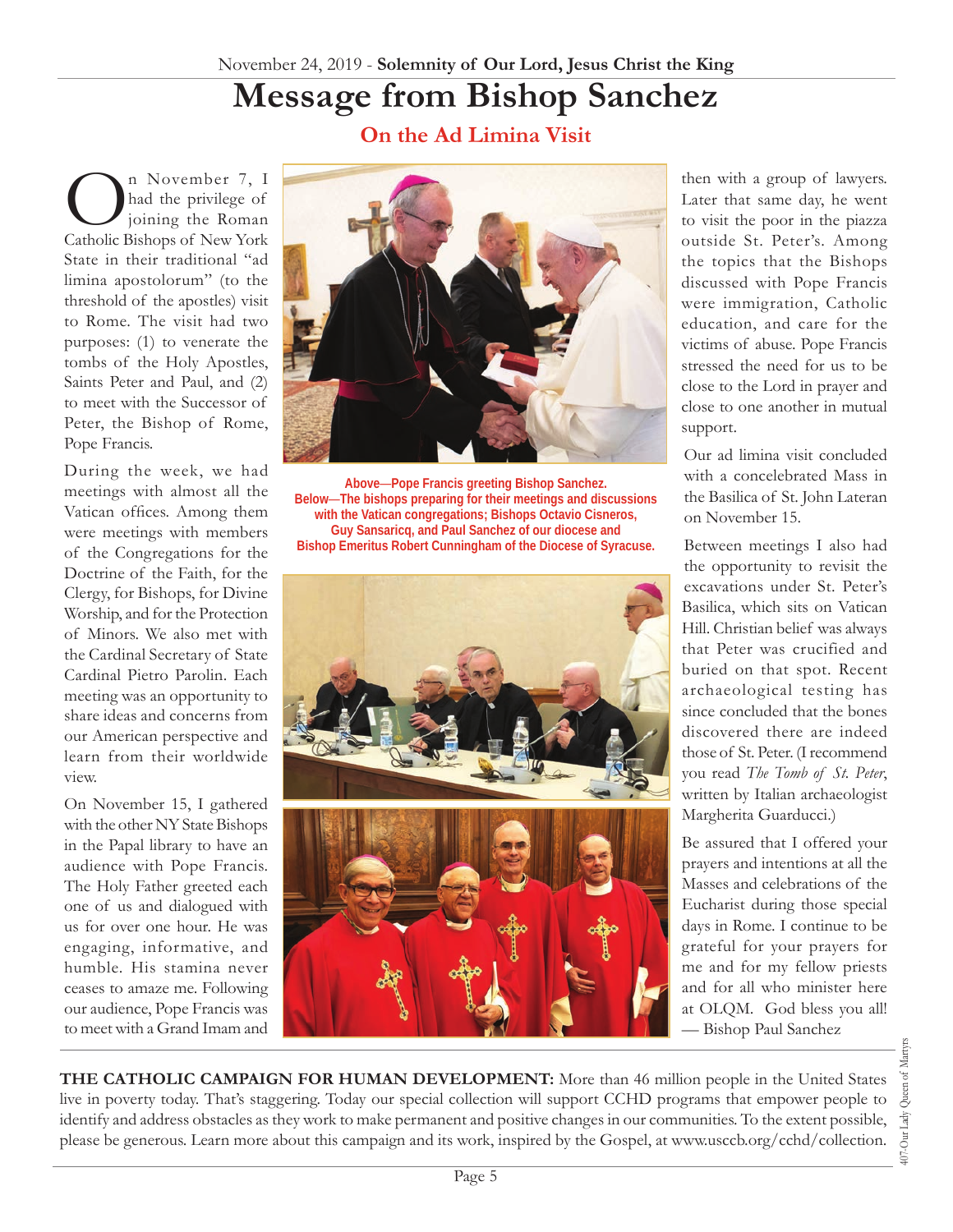November 24, 2019 - **Solemnity of Our Lord, Jesus Christ the King**

# Message from Bishop Sanchez

## On the Ad Limina Visit

On November 7, I had the privilege of joining the Roman Catholic Bishops of New York State in their traditional "ad limina apostolorum" (to the threshold of the apostles) visit to Rome. The visit had two purposes: (1) to venerate the tombs of the Holy Apostles, Saints Peter and Paul, and (2) to meet with the Successor of Peter, the Bishop of Rome, Pope Francis.

During the week, we had meetings with almost all the Vatican offices. Among them were meetings with members of the Congregations for the Doctrine of the Faith, for the Clergy, for Bishops, for Divine Worship, and for the Protection of Minors. We also met with the Cardinal Secretary of State Cardinal Pietro Parolin. Each meeting was an opportunity to share ideas and concerns from our American perspective and learn from their worldwide view.

On November 15, I gathered with the other NY State Bishops in the Papal library to have an audience with Pope Francis. The Holy Father greeted each one of us and dialogued with us for over one hour. He was engaging, informative, and humble. His stamina never ceases to amaze me. Following our audience, Pope Francis was to meet with a Grand Imam and then with a group of lawyers. Later that same day, he went to visit the poor in the piazza outside St. Peter's. Among the topics that the Bishops discussed with Pope Francis were immigration, Catholic education, and care for the victims of abuse. Pope Francis stressed the need for us to be close to the Lord in prayer and close to one another in mutual support.

Above—Pope Francis greeting Bishop Sanchez.
Below—The bishops preparing for their meetings and discussions with the Vatican congregations; Bishops Octavio Cisneros, Guy Sansaricq, and Paul Sanchez of our diocese and Bishop Emeritus Robert Cunningham of the Diocese of Syracuse.

Our ad limina visit concluded with a concelebrated Mass in the Basilica of St. John Lateran on November 15.

Between meetings I also had the opportunity to revisit the excavations under St. Peter's Basilica, which sits on Vatican Hill. Christian belief was always that Peter was crucified and buried on that spot. Recent archaeological testing has since concluded that the bones discovered there are indeed those of St. Peter. (I recommend you read *The Tomb of St. Peter*, written by Italian archaeologist Margherita Guarducci.)

Be assured that I offered your prayers and intentions at all the Masses and celebrations of the Eucharist during those special days in Rome. I continue to be grateful for your prayers for me and for my fellow priests and for all who minister here at OLQM. God bless you all!
— Bishop Paul Sanchez

**THE CATHOLIC CAMPAIGN FOR HUMAN DEVELOPMENT:** More than 46 million people in the United States live in poverty today. That's staggering. Today our special collection will support CCHD programs that empower people to identify and address obstacles as they work to make permanent and positive changes in our communities. To the extent possible, please be generous. Learn more about this campaign and its work, inspired by the Gospel, at www.usccb.org/cchd/collection.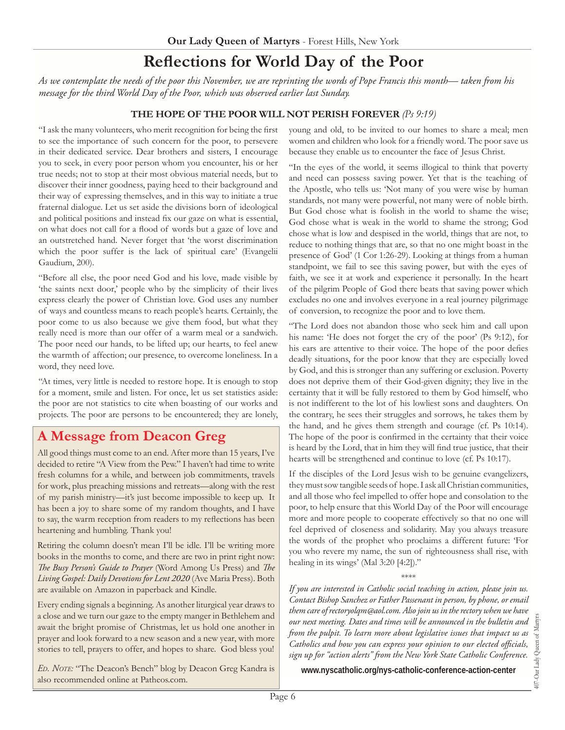# Reflections for World Day of the Poor

*As we contemplate the needs of the poor this November, we are reprinting the words of Pope Francis this month— taken from his message for the third World Day of the Poor, which was observed earlier last Sunday.*

### THE HOPE OF THE POOR WILL NOT PERISH FOREVER *(Ps 9:19)*

"I ask the many volunteers, who merit recognition for being the first to see the importance of such concern for the poor, to persevere in their dedicated service. Dear brothers and sisters, I encourage you to seek, in every poor person whom you encounter, his or her true needs; not to stop at their most obvious material needs, but to discover their inner goodness, paying heed to their background and their way of expressing themselves, and in this way to initiate a true fraternal dialogue. Let us set aside the divisions born of ideological and political positions and instead fix our gaze on what is essential, on what does not call for a flood of words but a gaze of love and an outstretched hand. Never forget that 'the worst discrimination which the poor suffer is the lack of spiritual care' (Evangelii Gaudium, 200).

"Before all else, the poor need God and his love, made visible by 'the saints next door,' people who by the simplicity of their lives express clearly the power of Christian love. God uses any number of ways and countless means to reach people's hearts. Certainly, the poor come to us also because we give them food, but what they really need is more than our offer of a warm meal or a sandwich. The poor need our hands, to be lifted up; our hearts, to feel anew the warmth of affection; our presence, to overcome loneliness. In a word, they need love.

"At times, very little is needed to restore hope. It is enough to stop for a moment, smile and listen. For once, let us set statistics aside: the poor are not statistics to cite when boasting of our works and projects. The poor are persons to be encountered; they are lonely, young and old, to be invited to our homes to share a meal; men women and children who look for a friendly word. The poor save us because they enable us to encounter the face of Jesus Christ.

"In the eyes of the world, it seems illogical to think that poverty and need can possess saving power. Yet that is the teaching of the Apostle, who tells us: 'Not many of you were wise by human standards, not many were powerful, not many were of noble birth. But God chose what is foolish in the world to shame the wise; God chose what is weak in the world to shame the strong; God chose what is low and despised in the world, things that are not, to reduce to nothing things that are, so that no one might boast in the presence of God' (1 Cor 1:26-29). Looking at things from a human standpoint, we fail to see this saving power, but with the eyes of faith, we see it at work and experience it personally. In the heart of the pilgrim People of God there beats that saving power which excludes no one and involves everyone in a real journey pilgrimage of conversion, to recognize the poor and to love them.

"The Lord does not abandon those who seek him and call upon his name: 'He does not forget the cry of the poor' (Ps 9:12), for his ears are attentive to their voice. The hope of the poor defies deadly situations, for the poor know that they are especially loved by God, and this is stronger than any suffering or exclusion. Poverty does not deprive them of their God-given dignity; they live in the certainty that it will be fully restored to them by God himself, who is not indifferent to the lot of his lowliest sons and daughters. On the contrary, he sees their struggles and sorrows, he takes them by the hand, and he gives them strength and courage (cf. Ps 10:14). The hope of the poor is confirmed in the certainty that their voice is heard by the Lord, that in him they will find true justice, that their hearts will be strengthened and continue to love (cf. Ps 10:17).

If the disciples of the Lord Jesus wish to be genuine evangelizers, they must sow tangible seeds of hope. I ask all Christian communities, and all those who feel impelled to offer hope and consolation to the poor, to help ensure that this World Day of the Poor will encourage more and more people to cooperate effectively so that no one will feel deprived of closeness and solidarity. May you always treasure the words of the prophet who proclaims a different future: 'For you who revere my name, the sun of righteousness shall rise, with healing in its wings' (Mal 3:20 [4:2])."

\*\*\*\*

*If you are interested in Catholic social teaching in action, please join us. Contact Bishop Sanchez or Father Passenant in person, by phone, or email them care of rectoryolqm@aol.com. Also join us in the rectory when we have our next meeting. Dates and times will be announced in the bulletin and from the pulpit. To learn more about legislative issues that impact us as Catholics and how you can express your opinion to our elected officials, sign up for "action alerts" from the New York State Catholic Conference.*

**www.nyscatholic.org/nys-catholic-conference-action-center**

## A Message from Deacon Greg

All good things must come to an end. After more than 15 years, I've decided to retire "A View from the Pew." I haven't had time to write fresh columns for a while, and between job commitments, travels for work, plus preaching missions and retreats—along with the rest of my parish ministry—it's just become impossible to keep up. It has been a joy to share some of my random thoughts, and I have to say, the warm reception from readers to my reflections has been heartening and humbling. Thank you!

Retiring the column doesn't mean I'll be idle. I'll be writing more books in the months to come, and there are two in print right now: *The Busy Person's Guide to Prayer* (Word Among Us Press) and *The Living Gospel: Daily Devotions for Lent 2020* (Ave Maria Press). Both are available on Amazon in paperback and Kindle.

Every ending signals a beginning. As another liturgical year draws to a close and we turn our gaze to the empty manger in Bethlehem and await the bright promise of Christmas, let us hold one another in prayer and look forward to a new season and a new year, with more stories to tell, prayers to offer, and hopes to share. God bless you!

*Ed. Note:* "The Deacon's Bench" blog by Deacon Greg Kandra is also recommended online at Patheos.com.